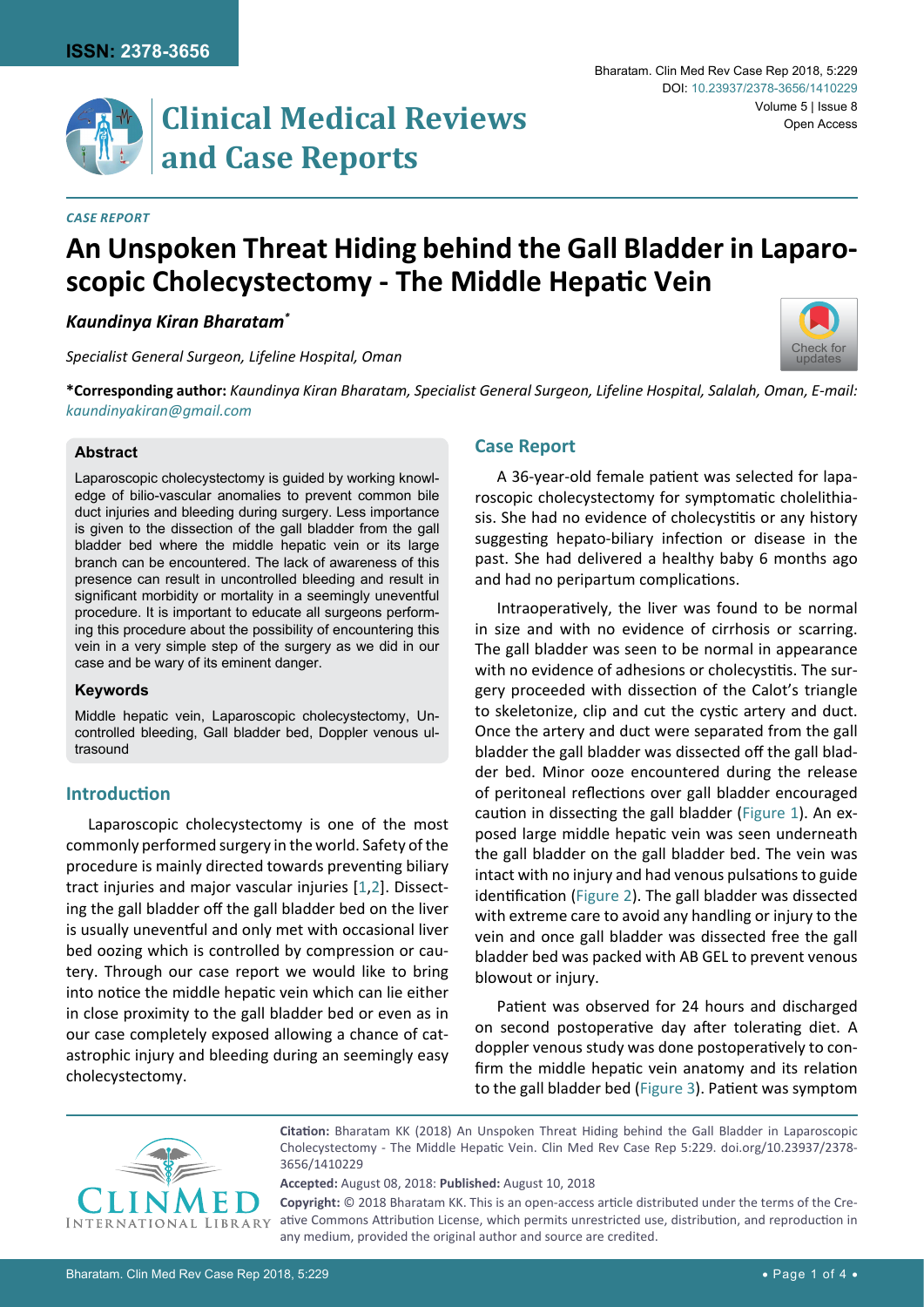ISSN: 2378-3656

# Clinical Medical Reviews and Case Reports

Bharatam. Clin Med Rev Case Rep 2018, 5:229

DOI: 10.23937/2378-3656/1410229

Volume 5 | Issue 8

Open Access

*CASE REPORT*

# An Unspoken Threat Hiding behind the Gall Bladder in Laparoscopic Cholecystectomy - The Middle Hepatic Vein

***Kaundinya Kiran Bharatam****

*Specialist General Surgeon, Lifeline Hospital, Oman*

**\*Corresponding author:** *Kaundinya Kiran Bharatam, Specialist General Surgeon, Lifeline Hospital, Salalah, Oman, E-mail: kaundinyakiran@gmail.com*

### Abstract

Laparoscopic cholecystectomy is guided by working knowledge of bilio-vascular anomalies to prevent common bile duct injuries and bleeding during surgery. Less importance is given to the dissection of the gall bladder from the gall bladder bed where the middle hepatic vein or its large branch can be encountered. The lack of awareness of this presence can result in uncontrolled bleeding and result in significant morbidity or mortality in a seemingly uneventful procedure. It is important to educate all surgeons performing this procedure about the possibility of encountering this vein in a very simple step of the surgery as we did in our case and be wary of its eminent danger.

### Keywords

Middle hepatic vein, Laparoscopic cholecystectomy, Uncontrolled bleeding, Gall bladder bed, Doppler venous ultrasound

## Introduction

Laparoscopic cholecystectomy is one of the most commonly performed surgery in the world. Safety of the procedure is mainly directed towards preventing biliary tract injuries and major vascular injuries [1,2]. Dissecting the gall bladder off the gall bladder bed on the liver is usually uneventful and only met with occasional liver bed oozing which is controlled by compression or cautery. Through our case report we would like to bring into notice the middle hepatic vein which can lie either in close proximity to the gall bladder bed or even as in our case completely exposed allowing a chance of catastrophic injury and bleeding during an seemingly easy cholecystectomy.

## Case Report

A 36-year-old female patient was selected for laparoscopic cholecystectomy for symptomatic cholelithiasis. She had no evidence of cholecystitis or any history suggesting hepato-biliary infection or disease in the past. She had delivered a healthy baby 6 months ago and had no peripartum complications.

Intraoperatively, the liver was found to be normal in size and with no evidence of cirrhosis or scarring. The gall bladder was seen to be normal in appearance with no evidence of adhesions or cholecystitis. The surgery proceeded with dissection of the Calot's triangle to skeletonize, clip and cut the cystic artery and duct. Once the artery and duct were separated from the gall bladder the gall bladder was dissected off the gall bladder bed. Minor ooze encountered during the release of peritoneal reflections over gall bladder encouraged caution in dissecting the gall bladder (Figure 1). An exposed large middle hepatic vein was seen underneath the gall bladder on the gall bladder bed. The vein was intact with no injury and had venous pulsations to guide identification (Figure 2). The gall bladder was dissected with extreme care to avoid any handling or injury to the vein and once gall bladder was dissected free the gall bladder bed was packed with AB GEL to prevent venous blowout or injury.

Patient was observed for 24 hours and discharged on second postoperative day after tolerating diet. A doppler venous study was done postoperatively to confirm the middle hepatic vein anatomy and its relation to the gall bladder bed (Figure 3). Patient was symptom

**Citation:** Bharatam KK (2018) An Unspoken Threat Hiding behind the Gall Bladder in Laparoscopic Cholecystectomy - The Middle Hepatic Vein. Clin Med Rev Case Rep 5:229. doi.org/10.23937/2378-3656/1410229

**Accepted:** August 08, 2018: **Published:** August 10, 2018

**Copyright:** © 2018 Bharatam KK. This is an open-access article distributed under the terms of the Creative Commons Attribution License, which permits unrestricted use, distribution, and reproduction in any medium, provided the original author and source are credited.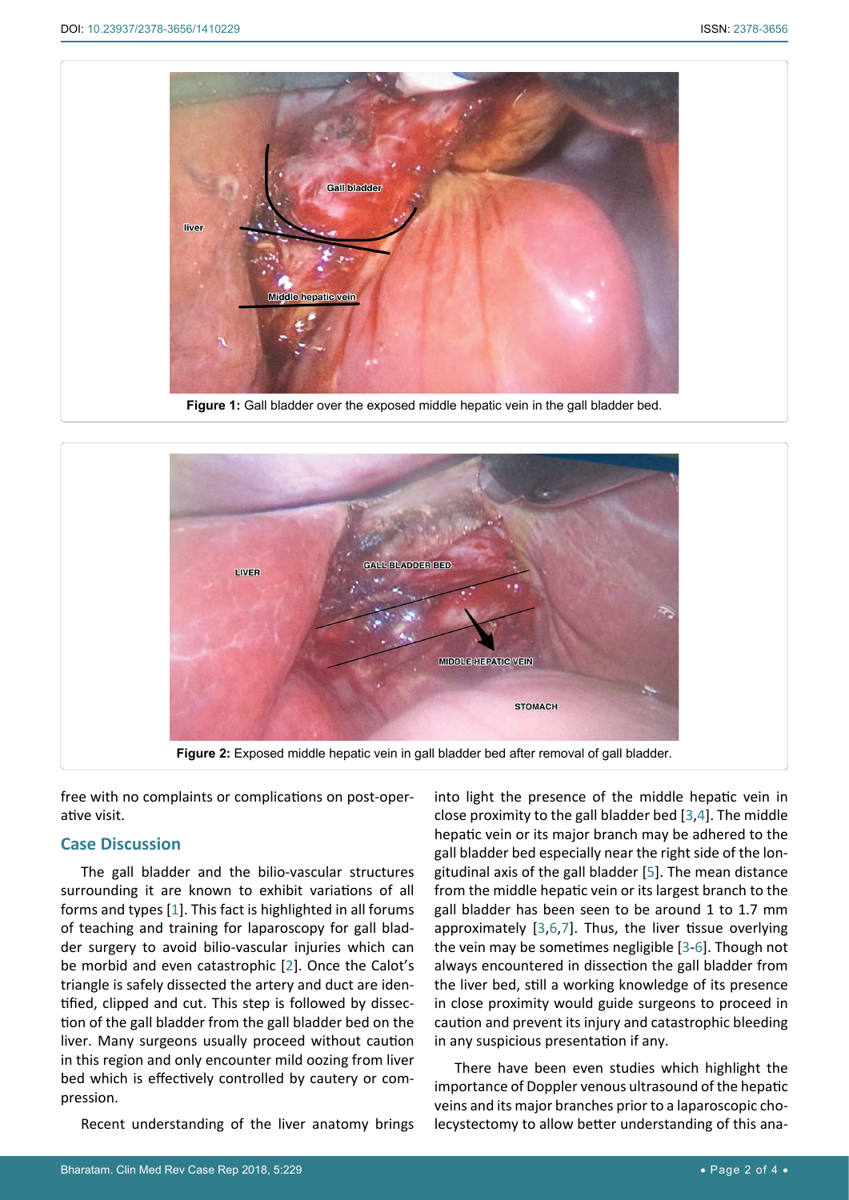Figure 1: Gall bladder over the exposed middle hepatic vein in the gall bladder bed.

Figure 2: Exposed middle hepatic vein in gall bladder bed after removal of gall bladder.

free with no complaints or complications on post-operative visit.

## Case Discussion

The gall bladder and the bilio-vascular structures surrounding it are known to exhibit variations of all forms and types [1]. This fact is highlighted in all forums of teaching and training for laparoscopy for gall bladder surgery to avoid bilio-vascular injuries which can be morbid and even catastrophic [2]. Once the Calot's triangle is safely dissected the artery and duct are identified, clipped and cut. This step is followed by dissection of the gall bladder from the gall bladder bed on the liver. Many surgeons usually proceed without caution in this region and only encounter mild oozing from liver bed which is effectively controlled by cautery or compression.

Recent understanding of the liver anatomy brings into light the presence of the middle hepatic vein in close proximity to the gall bladder bed [3,4]. The middle hepatic vein or its major branch may be adhered to the gall bladder bed especially near the right side of the longitudinal axis of the gall bladder [5]. The mean distance from the middle hepatic vein or its largest branch to the gall bladder has been seen to be around 1 to 1.7 mm approximately [3,6,7]. Thus, the liver tissue overlying the vein may be sometimes negligible [3-6]. Though not always encountered in dissection the gall bladder from the liver bed, still a working knowledge of its presence in close proximity would guide surgeons to proceed in caution and prevent its injury and catastrophic bleeding in any suspicious presentation if any.

There have been even studies which highlight the importance of Doppler venous ultrasound of the hepatic veins and its major branches prior to a laparoscopic cholecystectomy to allow better understanding of this ana-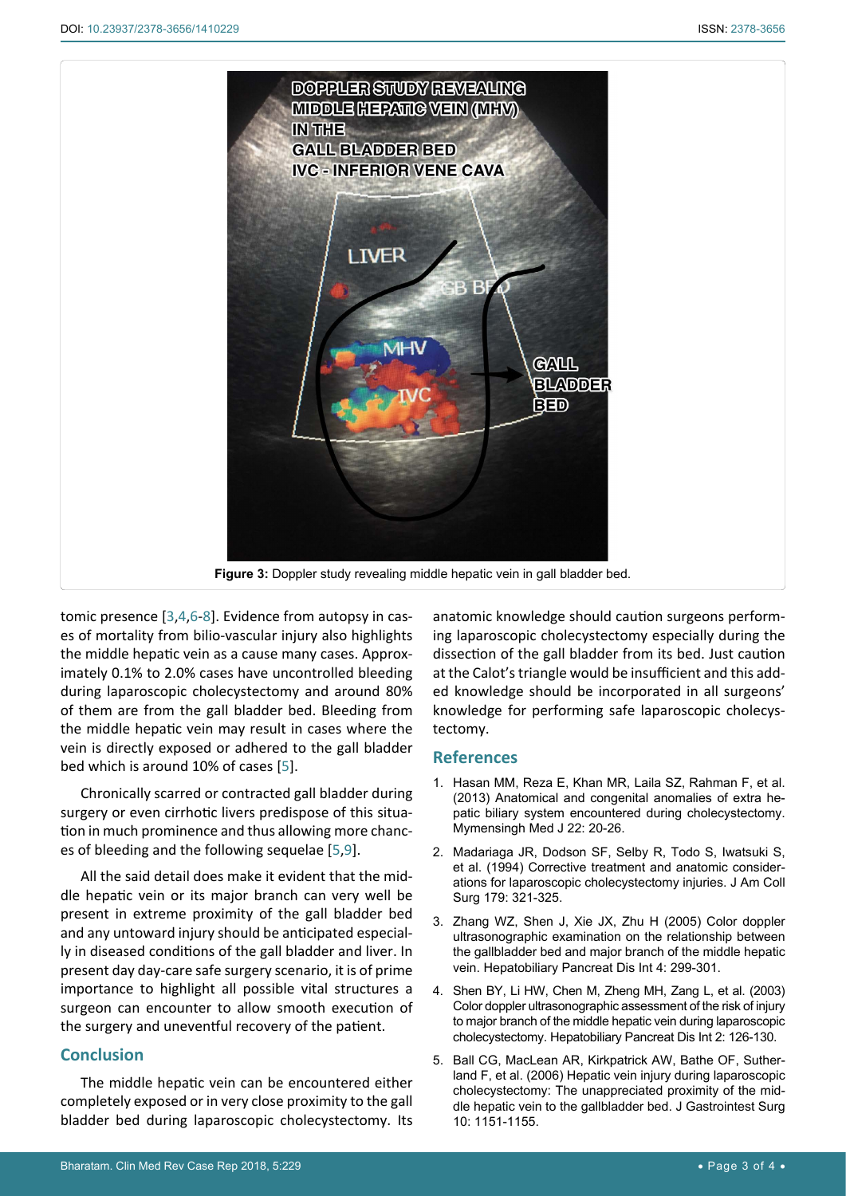DOPPLER STUDY REVEALING MIDDLE HEPATIC VEIN (MHV) IN THE GALL BLADDER BED

IVC - INFERIOR VENE CAVA

LIVER

GB BED

MHV

IVC

GALL BLADDER BED

**Figure 3:** Doppler study revealing middle hepatic vein in gall bladder bed.

tomic presence [3,4,6-8]. Evidence from autopsy in cases of mortality from bilio-vascular injury also highlights the middle hepatic vein as a cause many cases. Approximately 0.1% to 2.0% cases have uncontrolled bleeding during laparoscopic cholecystectomy and around 80% of them are from the gall bladder bed. Bleeding from the middle hepatic vein may result in cases where the vein is directly exposed or adhered to the gall bladder bed which is around 10% of cases [5].

Chronically scarred or contracted gall bladder during surgery or even cirrhotic livers predispose of this situation in much prominence and thus allowing more chances of bleeding and the following sequelae [5,9].

All the said detail does make it evident that the middle hepatic vein or its major branch can very well be present in extreme proximity of the gall bladder bed and any untoward injury should be anticipated especially in diseased conditions of the gall bladder and liver. In present day day-care safe surgery scenario, it is of prime importance to highlight all possible vital structures a surgeon can encounter to allow smooth execution of the surgery and uneventful recovery of the patient.

## Conclusion

The middle hepatic vein can be encountered either completely exposed or in very close proximity to the gall bladder bed during laparoscopic cholecystectomy. Its anatomic knowledge should caution surgeons performing laparoscopic cholecystectomy especially during the dissection of the gall bladder from its bed. Just caution at the Calot's triangle would be insufficient and this added knowledge should be incorporated in all surgeons' knowledge for performing safe laparoscopic cholecystectomy.

## References

1. Hasan MM, Reza E, Khan MR, Laila SZ, Rahman F, et al. (2013) Anatomical and congenital anomalies of extra hepatic biliary system encountered during cholecystectomy. Mymensingh Med J 22: 20-26.
2. Madariaga JR, Dodson SF, Selby R, Todo S, Iwatsuki S, et al. (1994) Corrective treatment and anatomic considerations for laparoscopic cholecystectomy injuries. J Am Coll Surg 179: 321-325.
3. Zhang WZ, Shen J, Xie JX, Zhu H (2005) Color doppler ultrasonographic examination on the relationship between the gallbladder bed and major branch of the middle hepatic vein. Hepatobiliary Pancreat Dis Int 4: 299-301.
4. Shen BY, Li HW, Chen M, Zheng MH, Zang L, et al. (2003) Color doppler ultrasonographic assessment of the risk of injury to major branch of the middle hepatic vein during laparoscopic cholecystectomy. Hepatobiliary Pancreat Dis Int 2: 126-130.
5. Ball CG, MacLean AR, Kirkpatrick AW, Bathe OF, Sutherland F, et al. (2006) Hepatic vein injury during laparoscopic cholecystectomy: The unappreciated proximity of the middle hepatic vein to the gallbladder bed. J Gastrointest Surg 10: 1151-1155.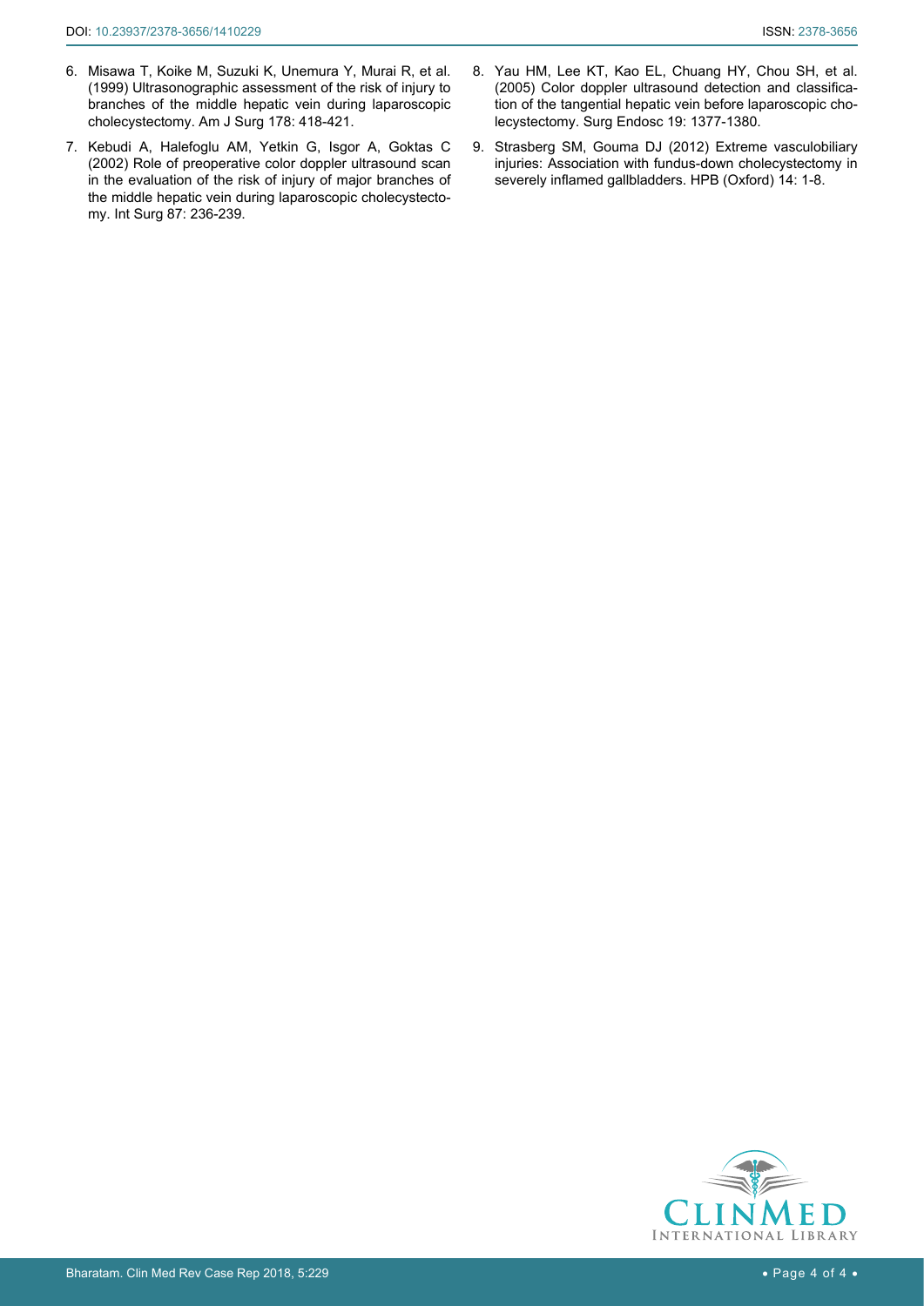6. Misawa T, Koike M, Suzuki K, Unemura Y, Murai R, et al. (1999) Ultrasonographic assessment of the risk of injury to branches of the middle hepatic vein during laparoscopic cholecystectomy. Am J Surg 178: 418-421.
7. Kebudi A, Halefoglu AM, Yetkin G, Isgor A, Goktas C (2002) Role of preoperative color doppler ultrasound scan in the evaluation of the risk of injury of major branches of the middle hepatic vein during laparoscopic cholecystectomy. Int Surg 87: 236-239.
8. Yau HM, Lee KT, Kao EL, Chuang HY, Chou SH, et al. (2005) Color doppler ultrasound detection and classification of the tangential hepatic vein before laparoscopic cholecystectomy. Surg Endosc 19: 1377-1380.
9. Strasberg SM, Gouma DJ (2012) Extreme vasculobiliary injuries: Association with fundus-down cholecystectomy in severely inflamed gallbladders. HPB (Oxford) 14: 1-8.